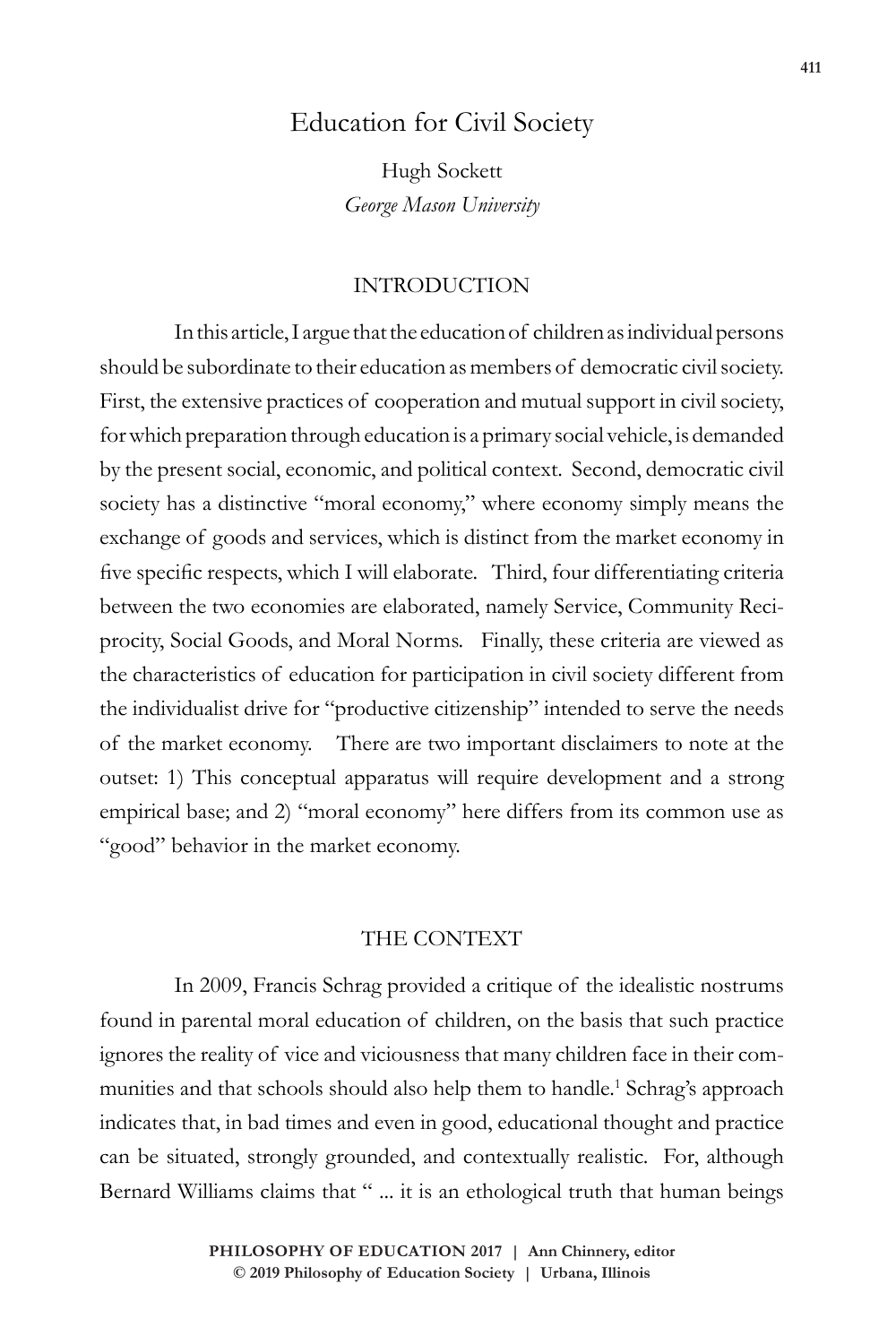# Education for Civil Society

Hugh Sockett
*George Mason University*

## INTRODUCTION

In this article, I argue that the education of children as individual persons should be subordinate to their education as members of democratic civil society. First, the extensive practices of cooperation and mutual support in civil society, for which preparation through education is a primary social vehicle, is demanded by the present social, economic, and political context. Second, democratic civil society has a distinctive "moral economy," where economy simply means the exchange of goods and services, which is distinct from the market economy in five specific respects, which I will elaborate. Third, four differentiating criteria between the two economies are elaborated, namely Service, Community Reciprocity, Social Goods, and Moral Norms. Finally, these criteria are viewed as the characteristics of education for participation in civil society different from the individualist drive for "productive citizenship" intended to serve the needs of the market economy. There are two important disclaimers to note at the outset: 1) This conceptual apparatus will require development and a strong empirical base; and 2) "moral economy" here differs from its common use as "good" behavior in the market economy.

## THE CONTEXT

In 2009, Francis Schrag provided a critique of the idealistic nostrums found in parental moral education of children, on the basis that such practice ignores the reality of vice and viciousness that many children face in their communities and that schools should also help them to handle.[1] Schrag's approach indicates that, in bad times and even in good, educational thought and practice can be situated, strongly grounded, and contextually realistic. For, although Bernard Williams claims that " ... it is an ethological truth that human beings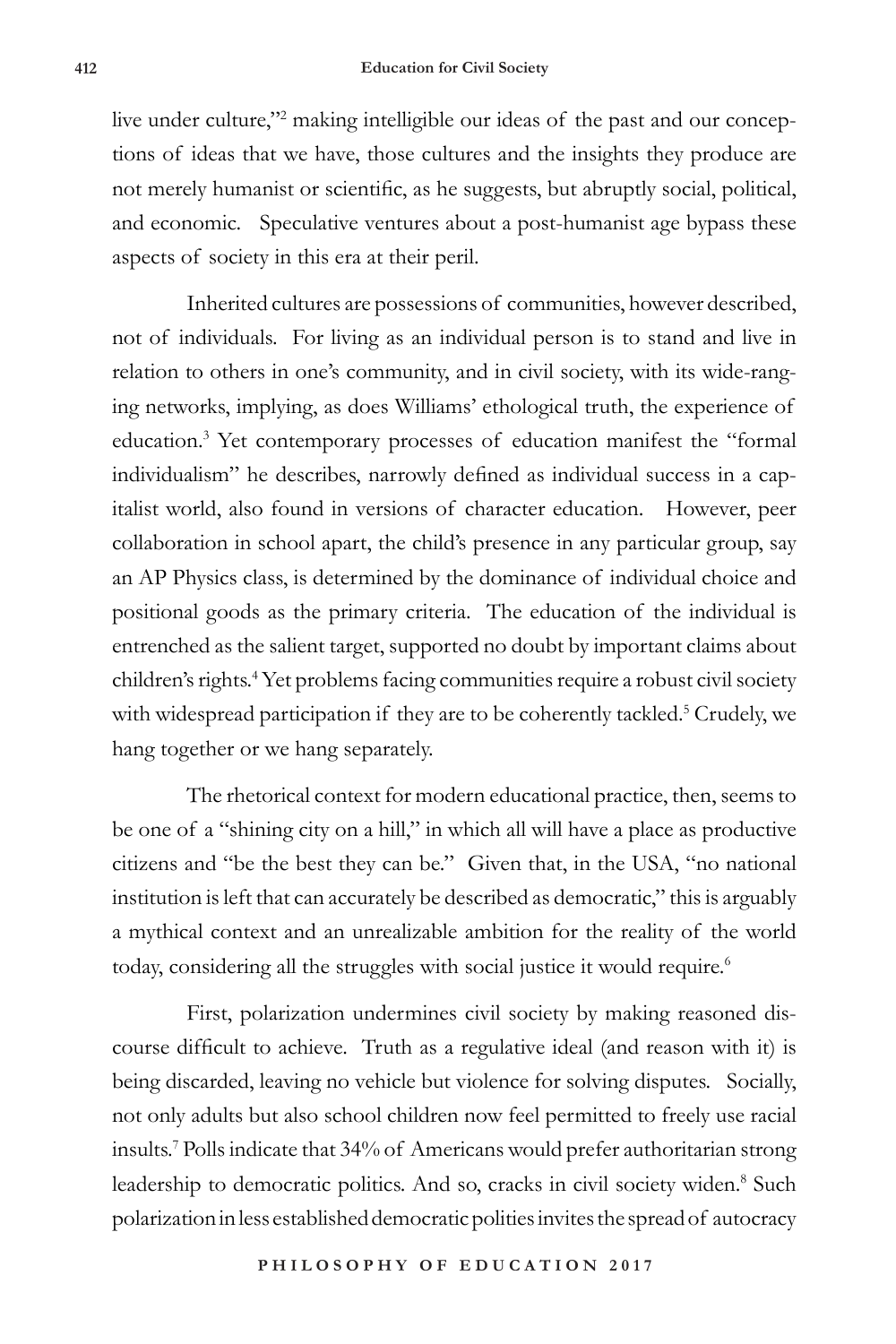live under culture,"[2] making intelligible our ideas of the past and our conceptions of ideas that we have, those cultures and the insights they produce are not merely humanist or scientific, as he suggests, but abruptly social, political, and economic. Speculative ventures about a post-humanist age bypass these aspects of society in this era at their peril.

Inherited cultures are possessions of communities, however described, not of individuals. For living as an individual person is to stand and live in relation to others in one's community, and in civil society, with its wide-ranging networks, implying, as does Williams' ethological truth, the experience of education.[3] Yet contemporary processes of education manifest the "formal individualism" he describes, narrowly defined as individual success in a capitalist world, also found in versions of character education. However, peer collaboration in school apart, the child's presence in any particular group, say an AP Physics class, is determined by the dominance of individual choice and positional goods as the primary criteria. The education of the individual is entrenched as the salient target, supported no doubt by important claims about children's rights.[4] Yet problems facing communities require a robust civil society with widespread participation if they are to be coherently tackled.[5] Crudely, we hang together or we hang separately.

The rhetorical context for modern educational practice, then, seems to be one of a "shining city on a hill," in which all will have a place as productive citizens and "be the best they can be." Given that, in the USA, "no national institution is left that can accurately be described as democratic," this is arguably a mythical context and an unrealizable ambition for the reality of the world today, considering all the struggles with social justice it would require.[6]

First, polarization undermines civil society by making reasoned discourse difficult to achieve. Truth as a regulative ideal (and reason with it) is being discarded, leaving no vehicle but violence for solving disputes. Socially, not only adults but also school children now feel permitted to freely use racial insults.[7] Polls indicate that 34% of Americans would prefer authoritarian strong leadership to democratic politics. And so, cracks in civil society widen.[8] Such polarization in less established democratic polities invites the spread of autocracy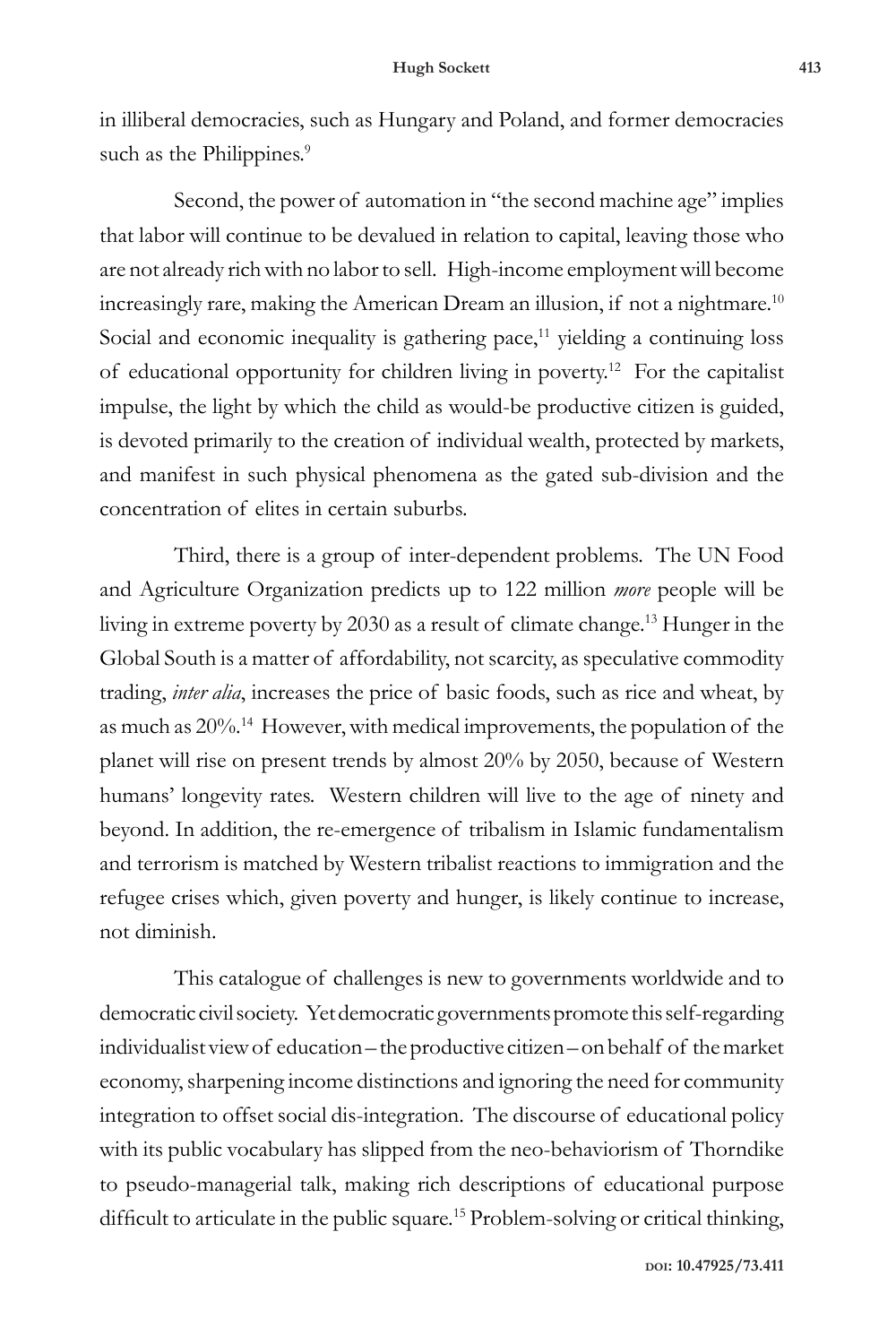in illiberal democracies, such as Hungary and Poland, and former democracies such as the Philippines.[9]

Second, the power of automation in "the second machine age" implies that labor will continue to be devalued in relation to capital, leaving those who are not already rich with no labor to sell. High-income employment will become increasingly rare, making the American Dream an illusion, if not a nightmare.[10] Social and economic inequality is gathering pace,[11] yielding a continuing loss of educational opportunity for children living in poverty.[12] For the capitalist impulse, the light by which the child as would-be productive citizen is guided, is devoted primarily to the creation of individual wealth, protected by markets, and manifest in such physical phenomena as the gated sub-division and the concentration of elites in certain suburbs.

Third, there is a group of inter-dependent problems. The UN Food and Agriculture Organization predicts up to 122 million *more* people will be living in extreme poverty by 2030 as a result of climate change.[13] Hunger in the Global South is a matter of affordability, not scarcity, as speculative commodity trading, *inter alia*, increases the price of basic foods, such as rice and wheat, by as much as 20%.[14] However, with medical improvements, the population of the planet will rise on present trends by almost 20% by 2050, because of Western humans' longevity rates. Western children will live to the age of ninety and beyond. In addition, the re-emergence of tribalism in Islamic fundamentalism and terrorism is matched by Western tribalist reactions to immigration and the refugee crises which, given poverty and hunger, is likely continue to increase, not diminish.

This catalogue of challenges is new to governments worldwide and to democratic civil society. Yet democratic governments promote this self-regarding individualist view of education – the productive citizen – on behalf of the market economy, sharpening income distinctions and ignoring the need for community integration to offset social dis-integration. The discourse of educational policy with its public vocabulary has slipped from the neo-behaviorism of Thorndike to pseudo-managerial talk, making rich descriptions of educational purpose difficult to articulate in the public square.[15] Problem-solving or critical thinking,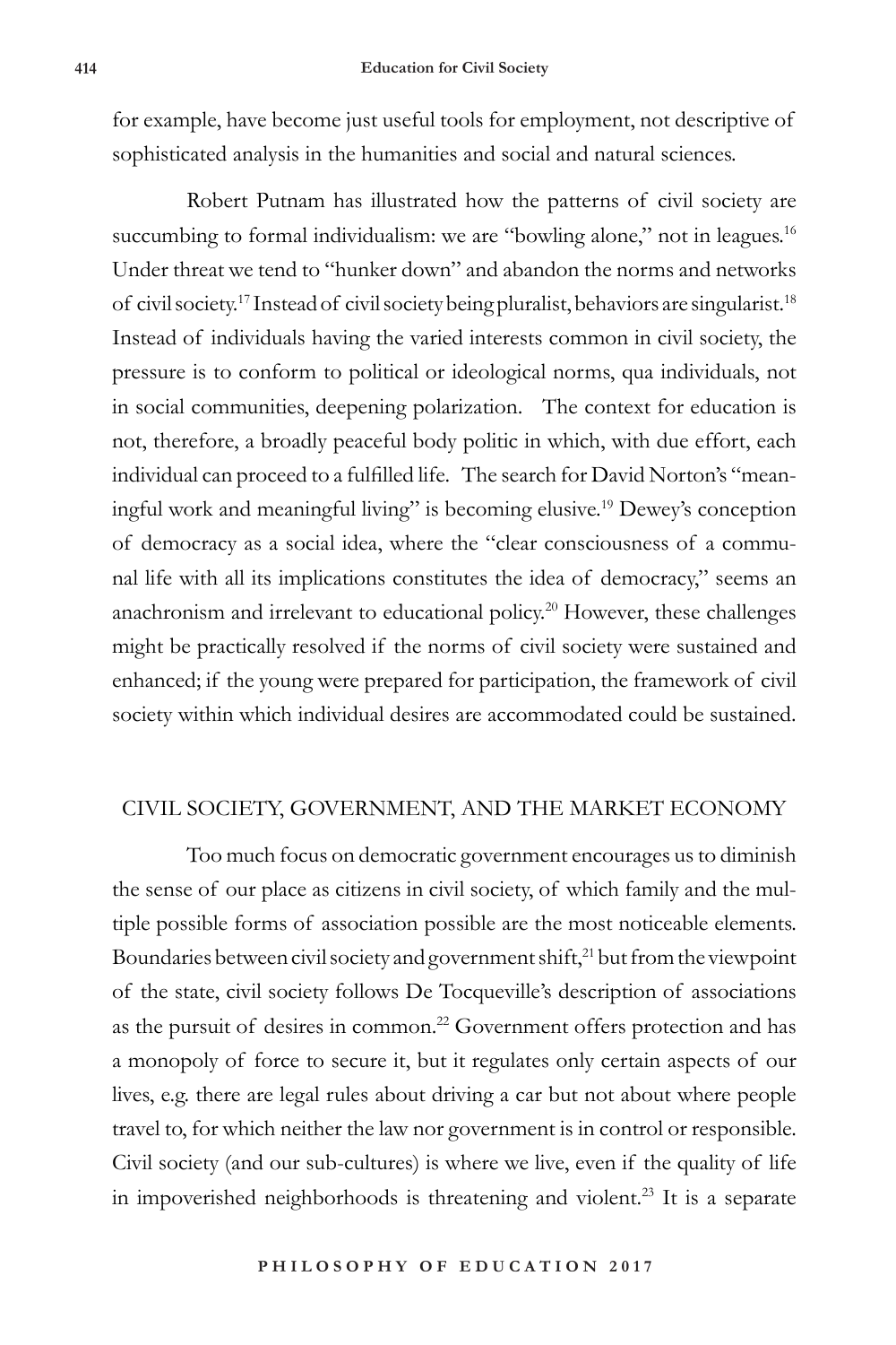for example, have become just useful tools for employment, not descriptive of sophisticated analysis in the humanities and social and natural sciences.

Robert Putnam has illustrated how the patterns of civil society are succumbing to formal individualism: we are "bowling alone," not in leagues.[16] Under threat we tend to "hunker down" and abandon the norms and networks of civil society.[17] Instead of civil society being pluralist, behaviors are singularist.[18] Instead of individuals having the varied interests common in civil society, the pressure is to conform to political or ideological norms, qua individuals, not in social communities, deepening polarization. The context for education is not, therefore, a broadly peaceful body politic in which, with due effort, each individual can proceed to a fulfilled life. The search for David Norton's "meaningful work and meaningful living" is becoming elusive.[19] Dewey's conception of democracy as a social idea, where the "clear consciousness of a communal life with all its implications constitutes the idea of democracy," seems an anachronism and irrelevant to educational policy.[20] However, these challenges might be practically resolved if the norms of civil society were sustained and enhanced; if the young were prepared for participation, the framework of civil society within which individual desires are accommodated could be sustained.

## CIVIL SOCIETY, GOVERNMENT, AND THE MARKET ECONOMY

Too much focus on democratic government encourages us to diminish the sense of our place as citizens in civil society, of which family and the multiple possible forms of association possible are the most noticeable elements. Boundaries between civil society and government shift,[21] but from the viewpoint of the state, civil society follows De Tocqueville's description of associations as the pursuit of desires in common.[22] Government offers protection and has a monopoly of force to secure it, but it regulates only certain aspects of our lives, e.g. there are legal rules about driving a car but not about where people travel to, for which neither the law nor government is in control or responsible. Civil society (and our sub-cultures) is where we live, even if the quality of life in impoverished neighborhoods is threatening and violent.[23] It is a separate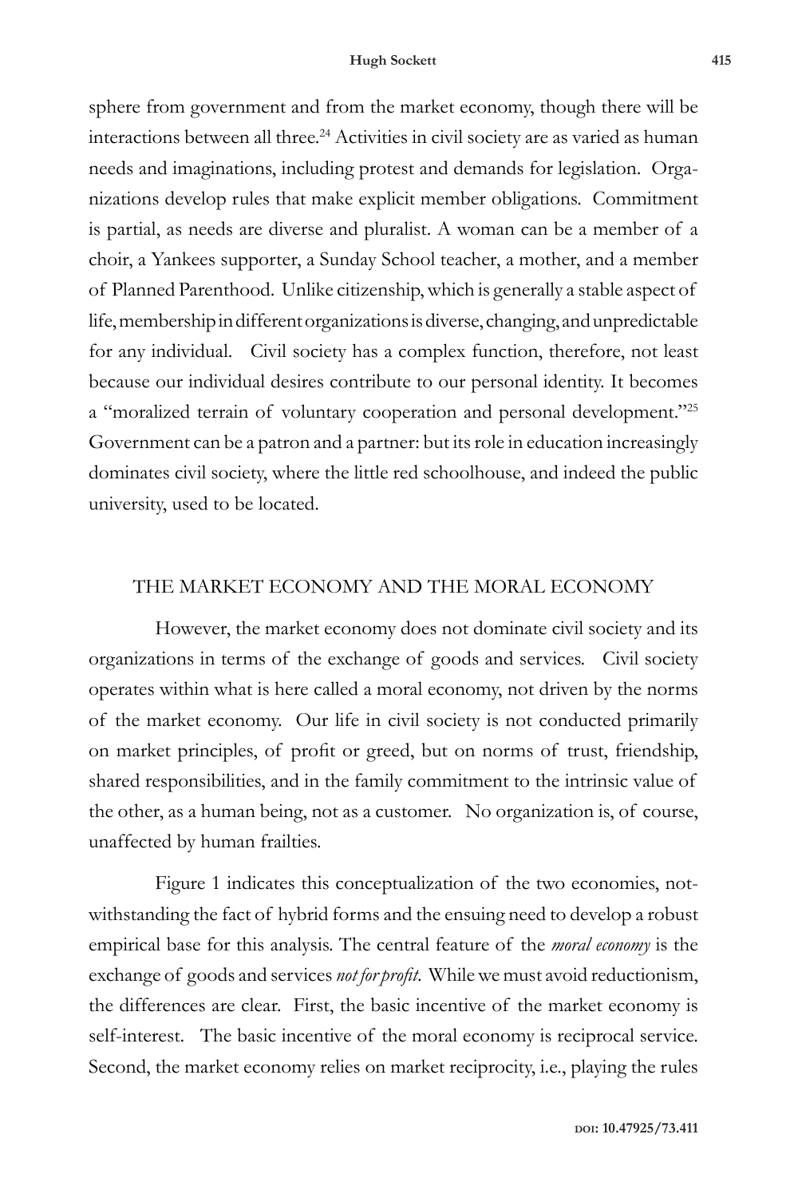sphere from government and from the market economy, though there will be interactions between all three.[24] Activities in civil society are as varied as human needs and imaginations, including protest and demands for legislation. Organizations develop rules that make explicit member obligations. Commitment is partial, as needs are diverse and pluralist. A woman can be a member of a choir, a Yankees supporter, a Sunday School teacher, a mother, and a member of Planned Parenthood. Unlike citizenship, which is generally a stable aspect of life, membership in different organizations is diverse, changing, and unpredictable for any individual. Civil society has a complex function, therefore, not least because our individual desires contribute to our personal identity. It becomes a "moralized terrain of voluntary cooperation and personal development."[25] Government can be a patron and a partner: but its role in education increasingly dominates civil society, where the little red schoolhouse, and indeed the public university, used to be located.

## THE MARKET ECONOMY AND THE MORAL ECONOMY

However, the market economy does not dominate civil society and its organizations in terms of the exchange of goods and services. Civil society operates within what is here called a moral economy, not driven by the norms of the market economy. Our life in civil society is not conducted primarily on market principles, of profit or greed, but on norms of trust, friendship, shared responsibilities, and in the family commitment to the intrinsic value of the other, as a human being, not as a customer. No organization is, of course, unaffected by human frailties.

Figure 1 indicates this conceptualization of the two economies, notwithstanding the fact of hybrid forms and the ensuing need to develop a robust empirical base for this analysis. The central feature of the *moral economy* is the exchange of goods and services *not for profit*. While we must avoid reductionism, the differences are clear. First, the basic incentive of the market economy is self-interest. The basic incentive of the moral economy is reciprocal service. Second, the market economy relies on market reciprocity, i.e., playing the rules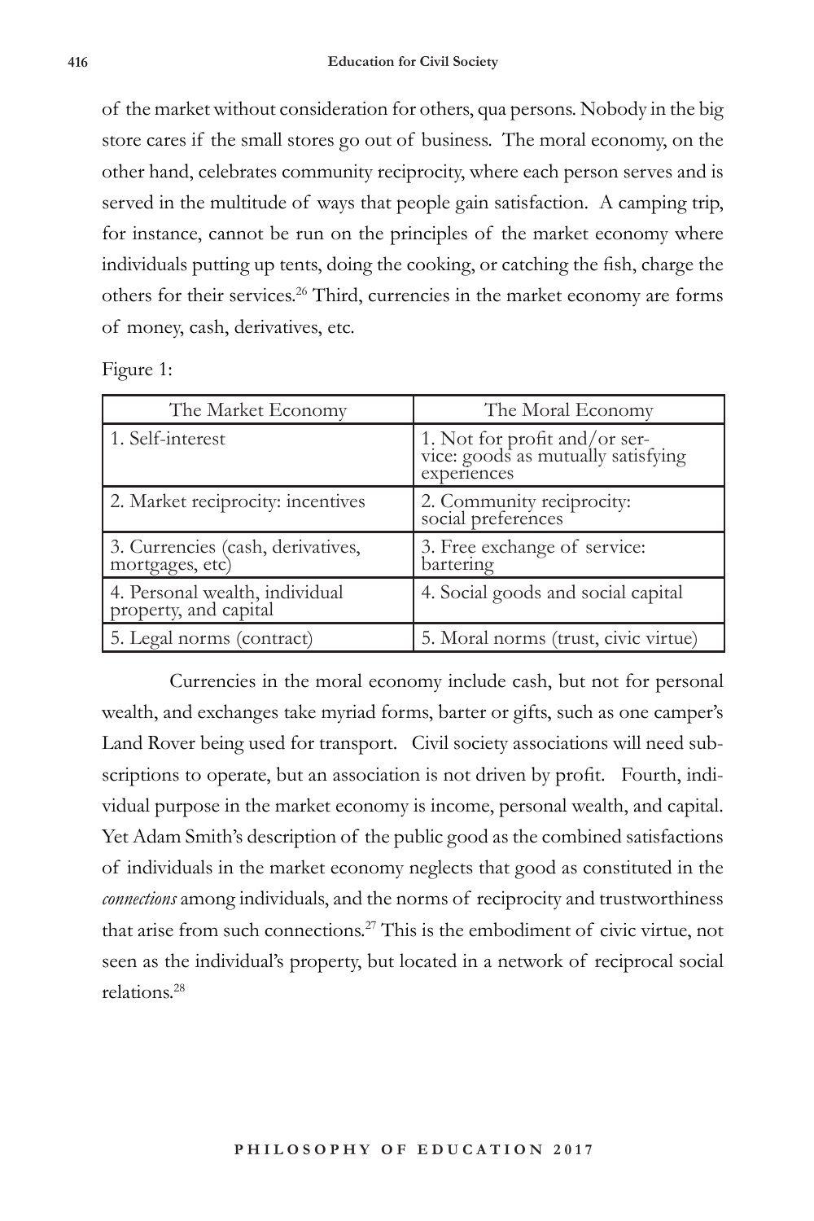of the market without consideration for others, qua persons. Nobody in the big store cares if the small stores go out of business. The moral economy, on the other hand, celebrates community reciprocity, where each person serves and is served in the multitude of ways that people gain satisfaction. A camping trip, for instance, cannot be run on the principles of the market economy where individuals putting up tents, doing the cooking, or catching the fish, charge the others for their services.[26] Third, currencies in the market economy are forms of money, cash, derivatives, etc.

Figure 1:

| The Market Economy | The Moral Economy |
|---|---|
| 1. Self-interest | 1. Not for profit and/or service: goods as mutually satisfying experiences |
| 2. Market reciprocity: incentives | 2. Community reciprocity: social preferences |
| 3. Currencies (cash, derivatives, mortgages, etc) | 3. Free exchange of service: bartering |
| 4. Personal wealth, individual property, and capital | 4. Social goods and social capital |
| 5. Legal norms (contract) | 5. Moral norms (trust, civic virtue) |

Currencies in the moral economy include cash, but not for personal wealth, and exchanges take myriad forms, barter or gifts, such as one camper's Land Rover being used for transport. Civil society associations will need subscriptions to operate, but an association is not driven by profit. Fourth, individual purpose in the market economy is income, personal wealth, and capital. Yet Adam Smith's description of the public good as the combined satisfactions of individuals in the market economy neglects that good as constituted in the *connections* among individuals, and the norms of reciprocity and trustworthiness that arise from such connections.[27] This is the embodiment of civic virtue, not seen as the individual's property, but located in a network of reciprocal social relations.[28]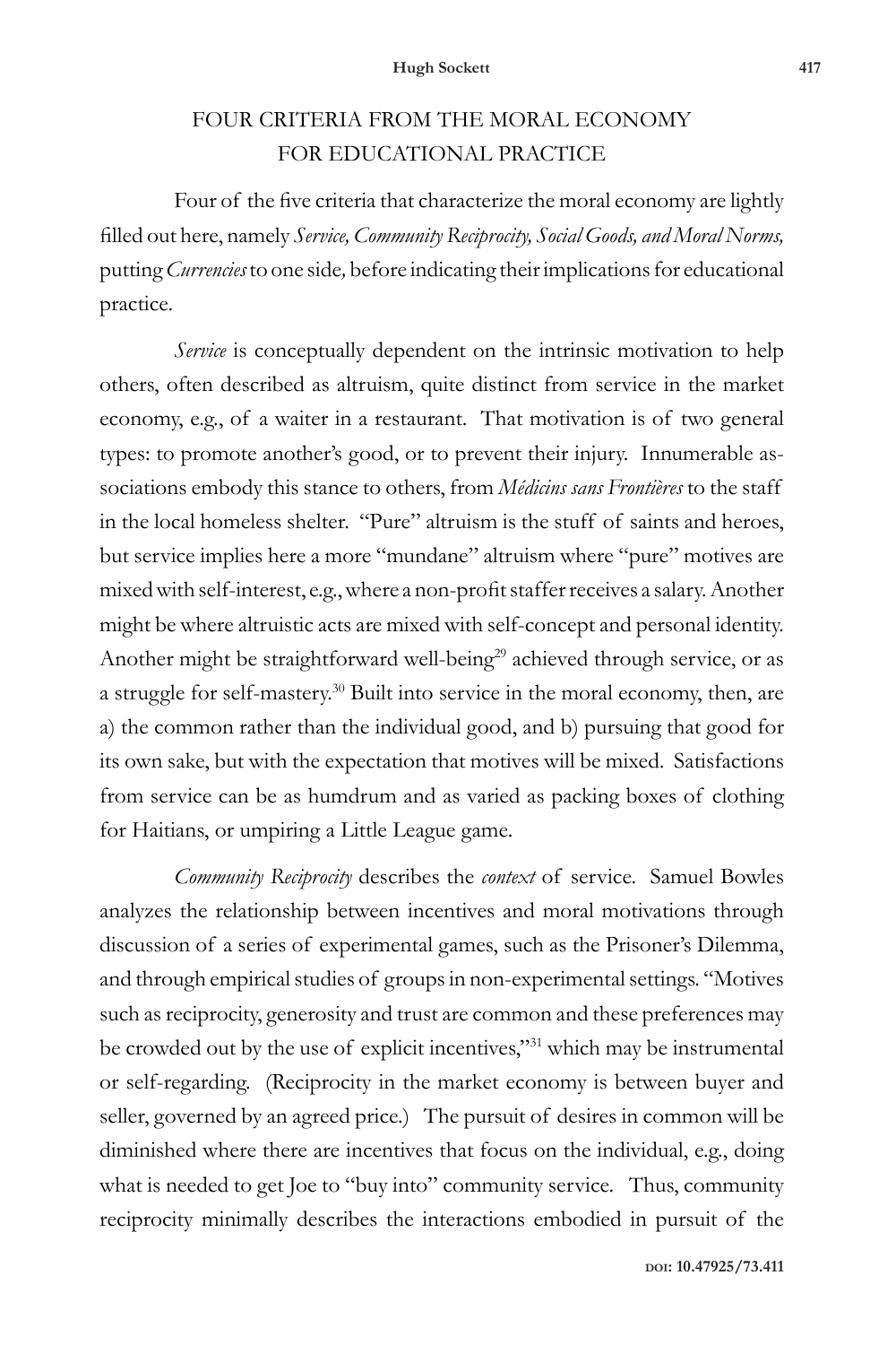## FOUR CRITERIA FROM THE MORAL ECONOMY FOR EDUCATIONAL PRACTICE

Four of the five criteria that characterize the moral economy are lightly filled out here, namely *Service, Community Reciprocity, Social Goods, and Moral Norms,* putting *Currencies* to one side*,* before indicating their implications for educational practice.

*Service* is conceptually dependent on the intrinsic motivation to help others, often described as altruism, quite distinct from service in the market economy, e.g., of a waiter in a restaurant. That motivation is of two general types: to promote another's good, or to prevent their injury. Innumerable associations embody this stance to others, from *Médicins sans Frontières* to the staff in the local homeless shelter. "Pure" altruism is the stuff of saints and heroes, but service implies here a more "mundane" altruism where "pure" motives are mixed with self-interest, e.g., where a non-profit staffer receives a salary. Another might be where altruistic acts are mixed with self-concept and personal identity. Another might be straightforward well-being[29] achieved through service, or as a struggle for self-mastery.[30] Built into service in the moral economy, then, are a) the common rather than the individual good, and b) pursuing that good for its own sake, but with the expectation that motives will be mixed. Satisfactions from service can be as humdrum and as varied as packing boxes of clothing for Haitians, or umpiring a Little League game.

*Community Reciprocity* describes the *context* of service. Samuel Bowles analyzes the relationship between incentives and moral motivations through discussion of a series of experimental games, such as the Prisoner's Dilemma, and through empirical studies of groups in non-experimental settings. "Motives such as reciprocity, generosity and trust are common and these preferences may be crowded out by the use of explicit incentives,"[31] which may be instrumental or self-regarding. (Reciprocity in the market economy is between buyer and seller, governed by an agreed price.) The pursuit of desires in common will be diminished where there are incentives that focus on the individual, e.g., doing what is needed to get Joe to "buy into" community service. Thus, community reciprocity minimally describes the interactions embodied in pursuit of the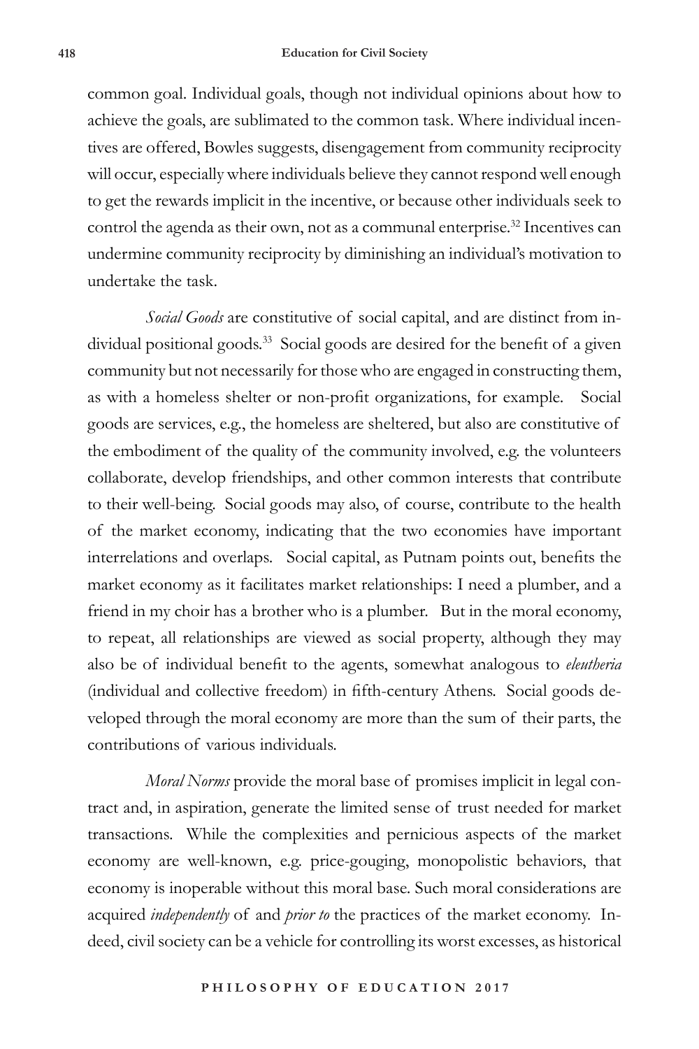common goal. Individual goals, though not individual opinions about how to achieve the goals, are sublimated to the common task. Where individual incentives are offered, Bowles suggests, disengagement from community reciprocity will occur, especially where individuals believe they cannot respond well enough to get the rewards implicit in the incentive, or because other individuals seek to control the agenda as their own, not as a communal enterprise.[32] Incentives can undermine community reciprocity by diminishing an individual's motivation to undertake the task.

*Social Goods* are constitutive of social capital, and are distinct from individual positional goods.[33] Social goods are desired for the benefit of a given community but not necessarily for those who are engaged in constructing them, as with a homeless shelter or non-profit organizations, for example. Social goods are services, e.g., the homeless are sheltered, but also are constitutive of the embodiment of the quality of the community involved, e.g. the volunteers collaborate, develop friendships, and other common interests that contribute to their well-being. Social goods may also, of course, contribute to the health of the market economy, indicating that the two economies have important interrelations and overlaps. Social capital, as Putnam points out, benefits the market economy as it facilitates market relationships: I need a plumber, and a friend in my choir has a brother who is a plumber. But in the moral economy, to repeat, all relationships are viewed as social property, although they may also be of individual benefit to the agents, somewhat analogous to *eleutheria* (individual and collective freedom) in fifth-century Athens. Social goods developed through the moral economy are more than the sum of their parts, the contributions of various individuals.

*Moral Norms* provide the moral base of promises implicit in legal contract and, in aspiration, generate the limited sense of trust needed for market transactions. While the complexities and pernicious aspects of the market economy are well-known, e.g. price-gouging, monopolistic behaviors, that economy is inoperable without this moral base. Such moral considerations are acquired *independently* of and *prior to* the practices of the market economy. Indeed, civil society can be a vehicle for controlling its worst excesses, as historical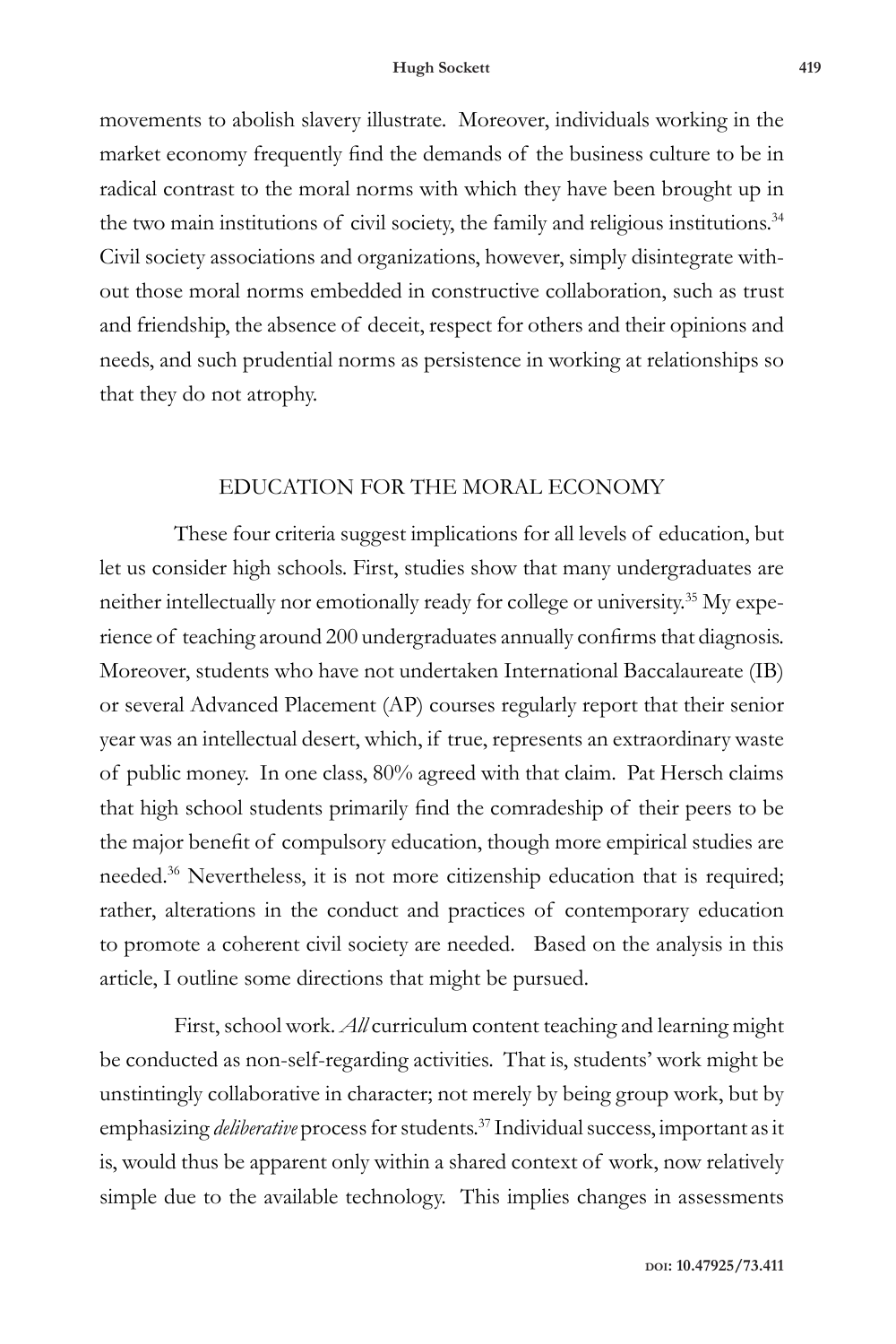movements to abolish slavery illustrate. Moreover, individuals working in the market economy frequently find the demands of the business culture to be in radical contrast to the moral norms with which they have been brought up in the two main institutions of civil society, the family and religious institutions.[34] Civil society associations and organizations, however, simply disintegrate without those moral norms embedded in constructive collaboration, such as trust and friendship, the absence of deceit, respect for others and their opinions and needs, and such prudential norms as persistence in working at relationships so that they do not atrophy.

## EDUCATION FOR THE MORAL ECONOMY

These four criteria suggest implications for all levels of education, but let us consider high schools. First, studies show that many undergraduates are neither intellectually nor emotionally ready for college or university.[35] My experience of teaching around 200 undergraduates annually confirms that diagnosis. Moreover, students who have not undertaken International Baccalaureate (IB) or several Advanced Placement (AP) courses regularly report that their senior year was an intellectual desert, which, if true, represents an extraordinary waste of public money. In one class, 80% agreed with that claim. Pat Hersch claims that high school students primarily find the comradeship of their peers to be the major benefit of compulsory education, though more empirical studies are needed.[36] Nevertheless, it is not more citizenship education that is required; rather, alterations in the conduct and practices of contemporary education to promote a coherent civil society are needed. Based on the analysis in this article, I outline some directions that might be pursued.

First, school work. *All* curriculum content teaching and learning might be conducted as non-self-regarding activities. That is, students' work might be unstintingly collaborative in character; not merely by being group work, but by emphasizing *deliberative* process for students.[37] Individual success, important as it is, would thus be apparent only within a shared context of work, now relatively simple due to the available technology. This implies changes in assessments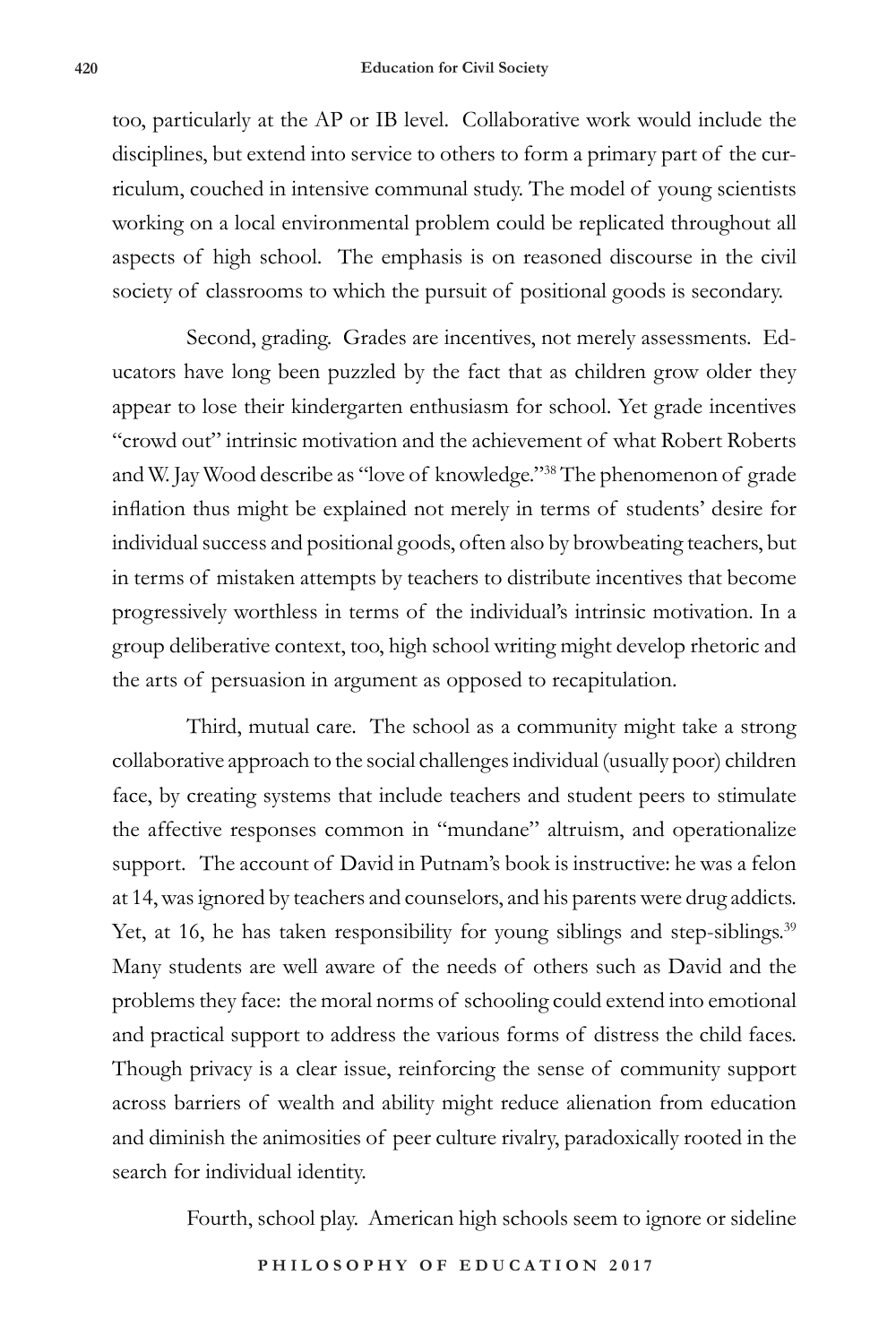too, particularly at the AP or IB level. Collaborative work would include the disciplines, but extend into service to others to form a primary part of the curriculum, couched in intensive communal study. The model of young scientists working on a local environmental problem could be replicated throughout all aspects of high school. The emphasis is on reasoned discourse in the civil society of classrooms to which the pursuit of positional goods is secondary.

Second, grading. Grades are incentives, not merely assessments. Educators have long been puzzled by the fact that as children grow older they appear to lose their kindergarten enthusiasm for school. Yet grade incentives "crowd out" intrinsic motivation and the achievement of what Robert Roberts and W. Jay Wood describe as "love of knowledge."[38] The phenomenon of grade inflation thus might be explained not merely in terms of students' desire for individual success and positional goods, often also by browbeating teachers, but in terms of mistaken attempts by teachers to distribute incentives that become progressively worthless in terms of the individual's intrinsic motivation. In a group deliberative context, too, high school writing might develop rhetoric and the arts of persuasion in argument as opposed to recapitulation.

Third, mutual care. The school as a community might take a strong collaborative approach to the social challenges individual (usually poor) children face, by creating systems that include teachers and student peers to stimulate the affective responses common in "mundane" altruism, and operationalize support. The account of David in Putnam's book is instructive: he was a felon at 14, was ignored by teachers and counselors, and his parents were drug addicts. Yet, at 16, he has taken responsibility for young siblings and step-siblings.[39] Many students are well aware of the needs of others such as David and the problems they face: the moral norms of schooling could extend into emotional and practical support to address the various forms of distress the child faces. Though privacy is a clear issue, reinforcing the sense of community support across barriers of wealth and ability might reduce alienation from education and diminish the animosities of peer culture rivalry, paradoxically rooted in the search for individual identity.

Fourth, school play. American high schools seem to ignore or sideline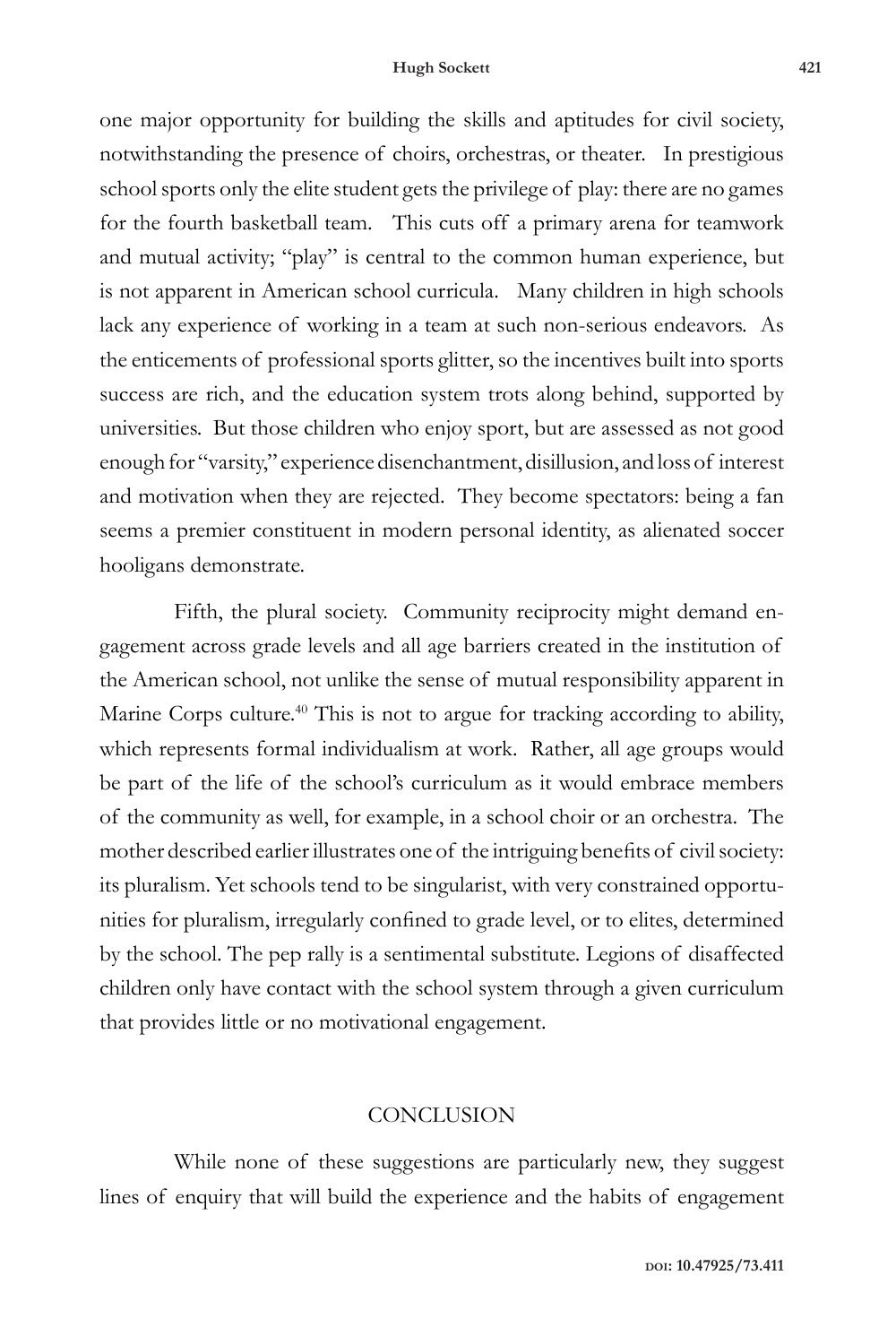one major opportunity for building the skills and aptitudes for civil society, notwithstanding the presence of choirs, orchestras, or theater. In prestigious school sports only the elite student gets the privilege of play: there are no games for the fourth basketball team. This cuts off a primary arena for teamwork and mutual activity; "play" is central to the common human experience, but is not apparent in American school curricula. Many children in high schools lack any experience of working in a team at such non-serious endeavors. As the enticements of professional sports glitter, so the incentives built into sports success are rich, and the education system trots along behind, supported by universities. But those children who enjoy sport, but are assessed as not good enough for "varsity," experience disenchantment, disillusion, and loss of interest and motivation when they are rejected. They become spectators: being a fan seems a premier constituent in modern personal identity, as alienated soccer hooligans demonstrate.

Fifth, the plural society. Community reciprocity might demand engagement across grade levels and all age barriers created in the institution of the American school, not unlike the sense of mutual responsibility apparent in Marine Corps culture.[40] This is not to argue for tracking according to ability, which represents formal individualism at work. Rather, all age groups would be part of the life of the school's curriculum as it would embrace members of the community as well, for example, in a school choir or an orchestra. The mother described earlier illustrates one of the intriguing benefits of civil society: its pluralism. Yet schools tend to be singularist, with very constrained opportunities for pluralism, irregularly confined to grade level, or to elites, determined by the school. The pep rally is a sentimental substitute. Legions of disaffected children only have contact with the school system through a given curriculum that provides little or no motivational engagement.

## CONCLUSION

While none of these suggestions are particularly new, they suggest lines of enquiry that will build the experience and the habits of engagement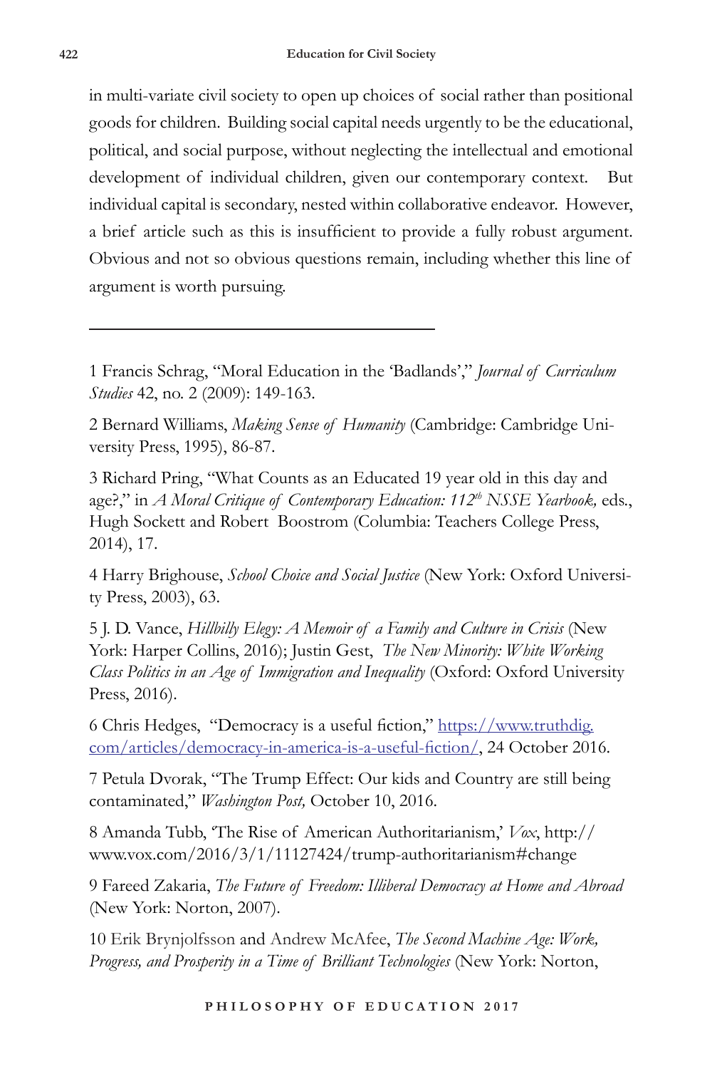in multi-variate civil society to open up choices of social rather than positional goods for children. Building social capital needs urgently to be the educational, political, and social purpose, without neglecting the intellectual and emotional development of individual children, given our contemporary context. But individual capital is secondary, nested within collaborative endeavor. However, a brief article such as this is insufficient to provide a fully robust argument. Obvious and not so obvious questions remain, including whether this line of argument is worth pursuing.

---

1 Francis Schrag, "Moral Education in the 'Badlands'," *Journal of Curriculum Studies* 42, no. 2 (2009): 149-163.

2 Bernard Williams, *Making Sense of Humanity* (Cambridge: Cambridge University Press, 1995), 86-87.

3 Richard Pring, "What Counts as an Educated 19 year old in this day and age?," in *A Moral Critique of Contemporary Education: 112th NSSE Yearbook,* eds., Hugh Sockett and Robert Boostrom (Columbia: Teachers College Press, 2014), 17.

4 Harry Brighouse, *School Choice and Social Justice* (New York: Oxford University Press, 2003), 63.

5 J. D. Vance, *Hillbilly Elegy: A Memoir of a Family and Culture in Crisis* (New York: Harper Collins, 2016); Justin Gest, *The New Minority: White Working Class Politics in an Age of Immigration and Inequality* (Oxford: Oxford University Press, 2016).

6 Chris Hedges, "Democracy is a useful fiction," https://www.truthdig.com/articles/democracy-in-america-is-a-useful-fiction/, 24 October 2016.

7 Petula Dvorak, "The Trump Effect: Our kids and Country are still being contaminated," *Washington Post,* October 10, 2016.

8 Amanda Tubb, 'The Rise of American Authoritarianism,' *Vox*, http://www.vox.com/2016/3/1/11127424/trump-authoritarianism#change

9 Fareed Zakaria, *The Future of Freedom: Illiberal Democracy at Home and Abroad* (New York: Norton, 2007).

10 Erik Brynjolfsson and Andrew McAfee, *The Second Machine Age: Work, Progress, and Prosperity in a Time of Brilliant Technologies* (New York: Norton,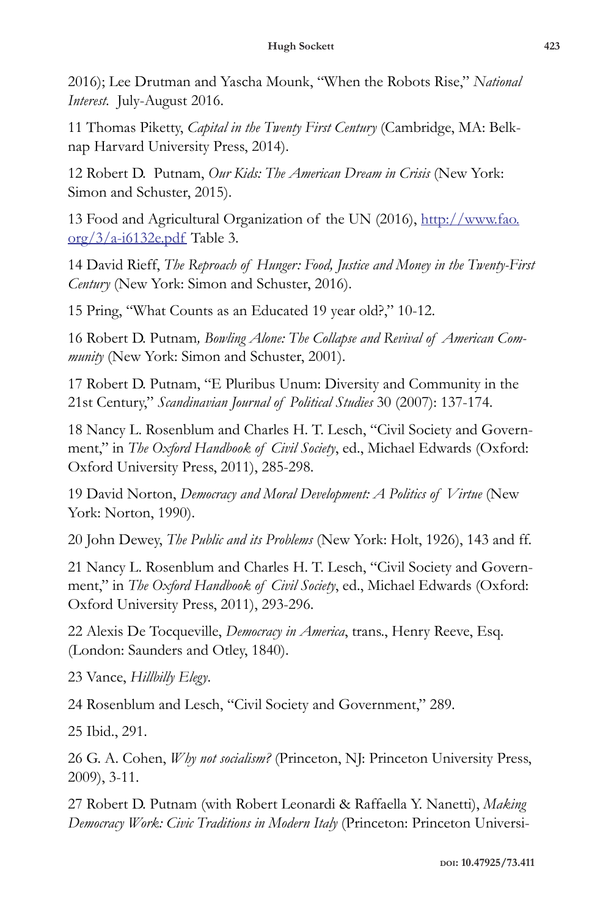2016); Lee Drutman and Yascha Mounk, "When the Robots Rise," *National Interest*. July-August 2016.

11 Thomas Piketty, *Capital in the Twenty First Century* (Cambridge, MA: Belknap Harvard University Press, 2014).

12 Robert D. Putnam, *Our Kids: The American Dream in Crisis* (New York: Simon and Schuster, 2015).

13 Food and Agricultural Organization of the UN (2016), [http://www.fao.org/3/a-i6132e.pdf](http://www.fao.org/3/a-i6132e.pdf) Table 3.

14 David Rieff, *The Reproach of Hunger: Food, Justice and Money in the Twenty-First Century* (New York: Simon and Schuster, 2016).

15 Pring, "What Counts as an Educated 19 year old?," 10-12.

16 Robert D. Putnam*, Bowling Alone: The Collapse and Revival of American Community* (New York: Simon and Schuster, 2001).

17 Robert D. Putnam, "E Pluribus Unum: Diversity and Community in the 21st Century," *Scandinavian Journal of Political Studies* 30 (2007): 137-174.

18 Nancy L. Rosenblum and Charles H. T. Lesch, "Civil Society and Government," in *The Oxford Handbook of Civil Society*, ed., Michael Edwards (Oxford: Oxford University Press, 2011), 285-298.

19 David Norton, *Democracy and Moral Development: A Politics of Virtue* (New York: Norton, 1990).

20 John Dewey, *The Public and its Problems* (New York: Holt, 1926), 143 and ff.

21 Nancy L. Rosenblum and Charles H. T. Lesch, "Civil Society and Government," in *The Oxford Handbook of Civil Society*, ed., Michael Edwards (Oxford: Oxford University Press, 2011), 293-296.

22 Alexis De Tocqueville, *Democracy in America*, trans., Henry Reeve, Esq. (London: Saunders and Otley, 1840).

23 Vance, *Hillbilly Elegy*.

24 Rosenblum and Lesch, "Civil Society and Government," 289.

25 Ibid., 291.

26 G. A. Cohen, *Why not socialism?* (Princeton, NJ: Princeton University Press, 2009), 3-11.

27 Robert D. Putnam (with Robert Leonardi & Raffaella Y. Nanetti), *Making Democracy Work: Civic Traditions in Modern Italy* (Princeton: Princeton Universi-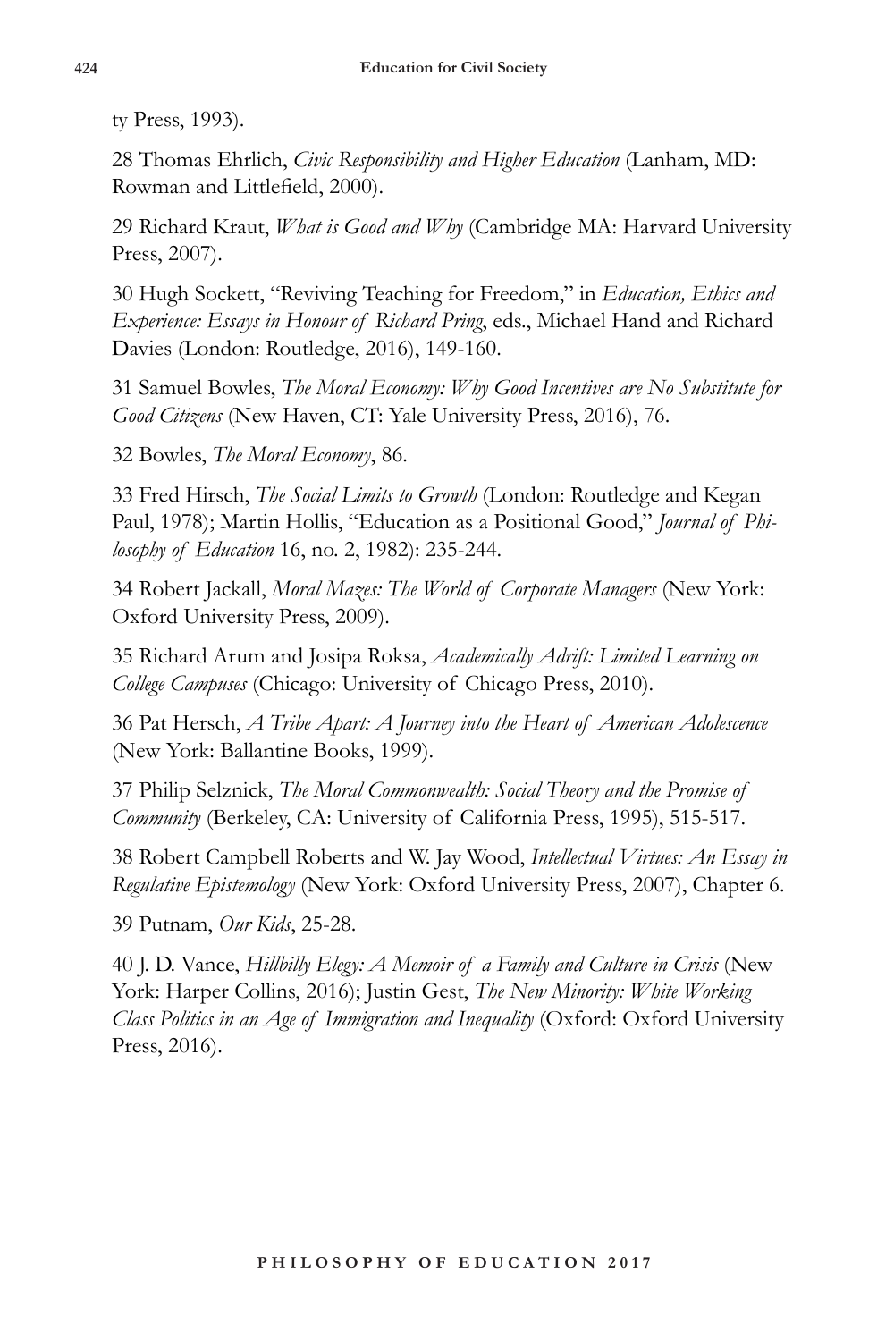ty Press, 1993).

28 Thomas Ehrlich, *Civic Responsibility and Higher Education* (Lanham, MD: Rowman and Littlefield, 2000).

29 Richard Kraut, *What is Good and Why* (Cambridge MA: Harvard University Press, 2007).

30 Hugh Sockett, "Reviving Teaching for Freedom," in *Education, Ethics and Experience: Essays in Honour of Richard Pring*, eds., Michael Hand and Richard Davies (London: Routledge, 2016), 149-160.

31 Samuel Bowles, *The Moral Economy: Why Good Incentives are No Substitute for Good Citizens* (New Haven, CT: Yale University Press, 2016), 76.

32 Bowles, *The Moral Economy*, 86.

33 Fred Hirsch, *The Social Limits to Growth* (London: Routledge and Kegan Paul, 1978); Martin Hollis, "Education as a Positional Good," *Journal of Philosophy of Education* 16, no. 2, 1982): 235-244.

34 Robert Jackall, *Moral Mazes: The World of Corporate Managers* (New York: Oxford University Press, 2009).

35 Richard Arum and Josipa Roksa, *Academically Adrift: Limited Learning on College Campuses* (Chicago: University of Chicago Press, 2010).

36 Pat Hersch, *A Tribe Apart: A Journey into the Heart of American Adolescence* (New York: Ballantine Books, 1999).

37 Philip Selznick, *The Moral Commonwealth: Social Theory and the Promise of Community* (Berkeley, CA: University of California Press, 1995), 515-517.

38 Robert Campbell Roberts and W. Jay Wood, *Intellectual Virtues: An Essay in Regulative Epistemology* (New York: Oxford University Press, 2007), Chapter 6.

39 Putnam, *Our Kids*, 25-28.

40 J. D. Vance, *Hillbilly Elegy: A Memoir of a Family and Culture in Crisis* (New York: Harper Collins, 2016); Justin Gest, *The New Minority: White Working Class Politics in an Age of Immigration and Inequality* (Oxford: Oxford University Press, 2016).